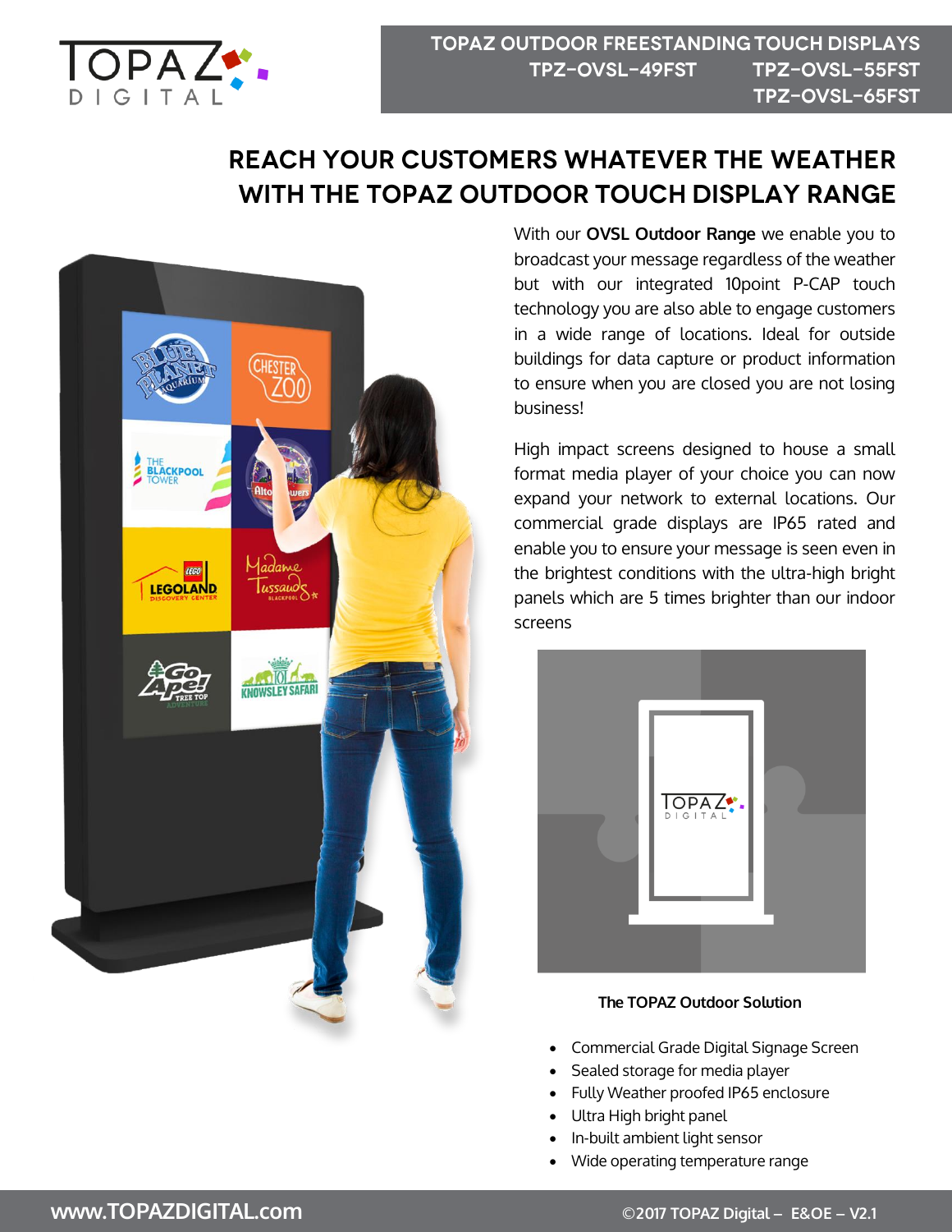# TOPAZ OUTDOOR FREESTANDING TOUCH DISPLAYS

**TPZ-OVSL-49FST TPZ-OVSL-55FST TPZ-OVSL-65FST**

## REACH YOUR CUSTOMERS WHATEVER THE WEATHER WITH THE TOPAZ OUTDOOR TOUCH DISPLAY RANGE

With our **OVSL Outdoor Range** we enable you to broadcast your message regardless of the weather but with our integrated 10point P-CAP touch technology you are also able to engage customers in a wide range of locations. Ideal for outside buildings for data capture or product information to ensure when you are closed you are not losing business!

High impact screens designed to house a small format media player of your choice you can now expand your network to external locations. Our commercial grade displays are IP65 rated and enable you to ensure your message is seen even in the brightest conditions with the ultra-high bright panels which are 5 times brighter than our indoor screens

**The TOPAZ Outdoor Solution**

- Commercial Grade Digital Signage Screen
- Sealed storage for media player
- Fully Weather proofed IP65 enclosure
- Ultra High bright panel
- In-built ambient light sensor
- Wide operating temperature range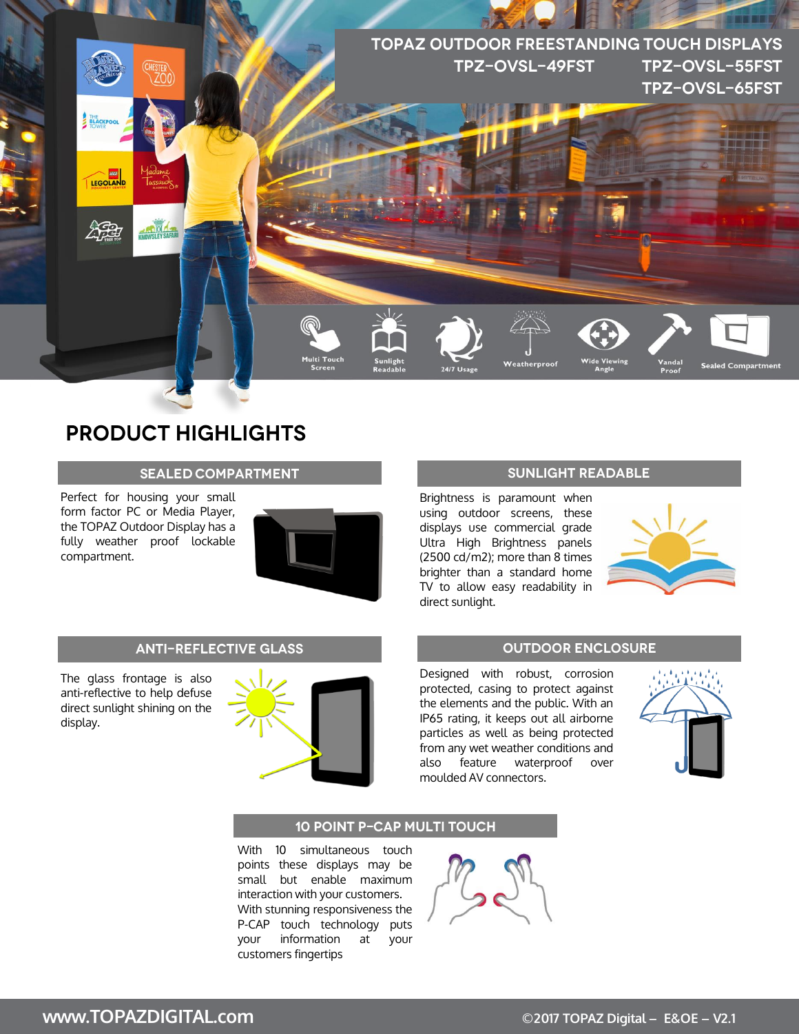# TOPAZ OUTDOOR FREESTANDING TOUCH DISPLAYS

**TPZ-OVSL-49FST TPZ-OVSL-55FST TPZ-OVSL-65FST**

Multi Touch Screen | Sunlight Readable | 24/7 Usage | Weatherproof | Wide Viewing Angle | Vandal Proof | Sealed Compartment

## PRODUCT HIGHLIGHTS

### SEALED COMPARTMENT

Perfect for housing your small form factor PC or Media Player, the TOPAZ Outdoor Display has a fully weather proof lockable compartment.

### SUNLIGHT READABLE

Brightness is paramount when using outdoor screens, these displays use commercial grade Ultra High Brightness panels (2500 cd/m2); more than 8 times brighter than a standard home TV to allow easy readability in direct sunlight.

### ANTI-REFLECTIVE GLASS

The glass frontage is also anti-reflective to help defuse direct sunlight shining on the display.

### OUTDOOR ENCLOSURE

Designed with robust, corrosion protected, casing to protect against the elements and the public. With an IP65 rating, it keeps out all airborne particles as well as being protected from any wet weather conditions and also feature waterproof over moulded AV connectors.

### 10 POINT P-CAP MULTI TOUCH

With 10 simultaneous touch points these displays may be small but enable maximum interaction with your customers. With stunning responsiveness the P-CAP touch technology puts your information at your customers fingertips

www.TOPAZDIGITAL.com ©2017 TOPAZ Digital – E&OE – V2.1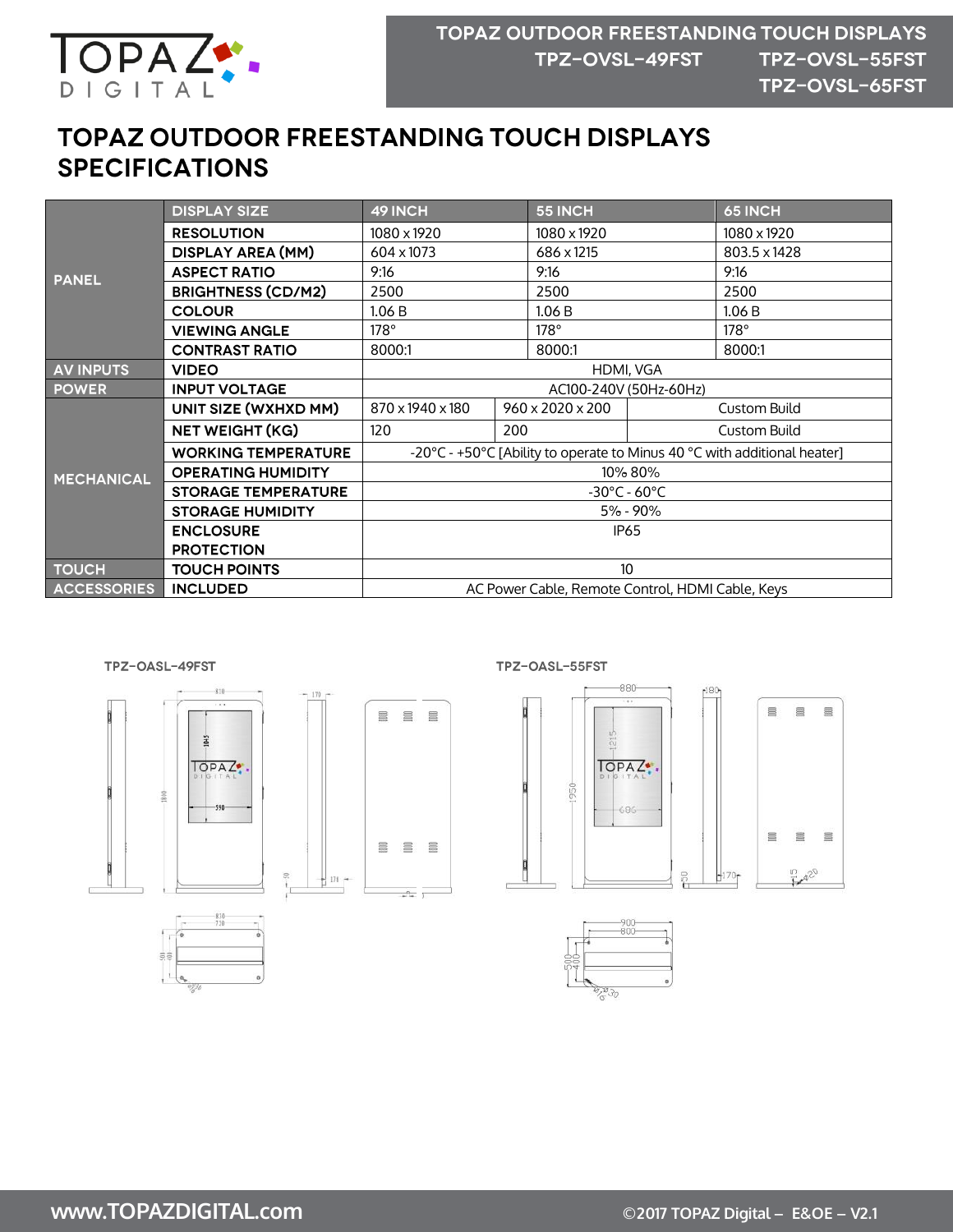# TOPAZ OUTDOOR FREESTANDING TOUCH DISPLAYS SPECIFICATIONS

| | DISPLAY SIZE | 49 INCH | | 55 INCH | | 65 INCH |
|---|---|---|---|---|---|---|
| PANEL | RESOLUTION | 1080 x 1920 | | 1080 x 1920 | | 1080 x 1920 |
| | DISPLAY AREA (MM) | 604 x 1073 | | 686 x 1215 | | 803.5 x 1428 |
| | ASPECT RATIO | 9:16 | | 9:16 | | 9:16 |
| | BRIGHTNESS (CD/M2) | 2500 | | 2500 | | 2500 |
| | COLOUR | 1.06 B | | 1.06 B | | 1.06 B |
| | VIEWING ANGLE | 178° | | 178° | | 178° |
| | CONTRAST RATIO | 8000:1 | | 8000:1 | | 8000:1 |
| AV INPUTS | VIDEO | HDMI, VGA | | | | |
| POWER | INPUT VOLTAGE | AC100-240V (50Hz-60Hz) | | | | |
| MECHANICAL | UNIT SIZE (WXHXD MM) | 870 x 1940 x 180 | 960 x 2020 x 200 | Custom Build | | |
| | NET WEIGHT (KG) | 120 | 200 | Custom Build | | |
| | WORKING TEMPERATURE | -20°C - +50°C [Ability to operate to Minus 40 °C with additional heater] | | | | |
| | OPERATING HUMIDITY | 10% 80% | | | | |
| | STORAGE TEMPERATURE | -30°C - 60°C | | | | |
| | STORAGE HUMIDITY | 5% - 90% | | | | |
| | ENCLOSURE PROTECTION | IP65 | | | | |
| TOUCH | TOUCH POINTS | 10 | | | | |
| ACCESSORIES | INCLUDED | AC Power Cable, Remote Control, HDMI Cable, Keys | | | | |

TPZ-OASL-49FST

810
170
1045
590
1800
50
170
830
730
500
400

TPZ-OASL-55FST

880
180
1215
686
1950
50
170
900
800
500
400